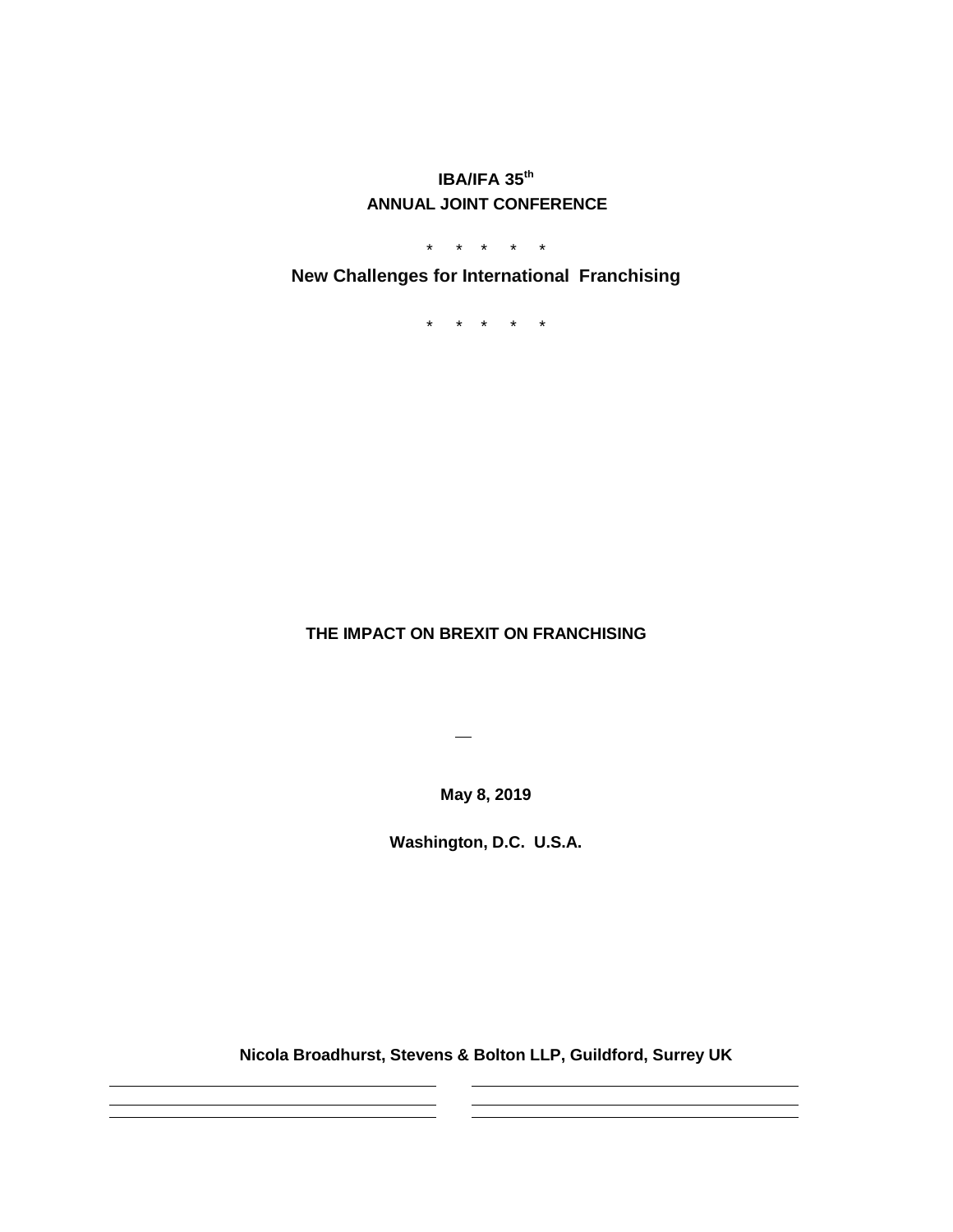**IBA/IFA 35th**
**ANNUAL JOINT CONFERENCE**

\* \* \* \* \*

**New Challenges for International Franchising**

\* \* \* \* \*

# THE IMPACT ON BREXIT ON FRANCHISING

**May 8, 2019**

**Washington, D.C. U.S.A.**

**Nicola Broadhurst, Stevens & Bolton LLP, Guildford, Surrey UK**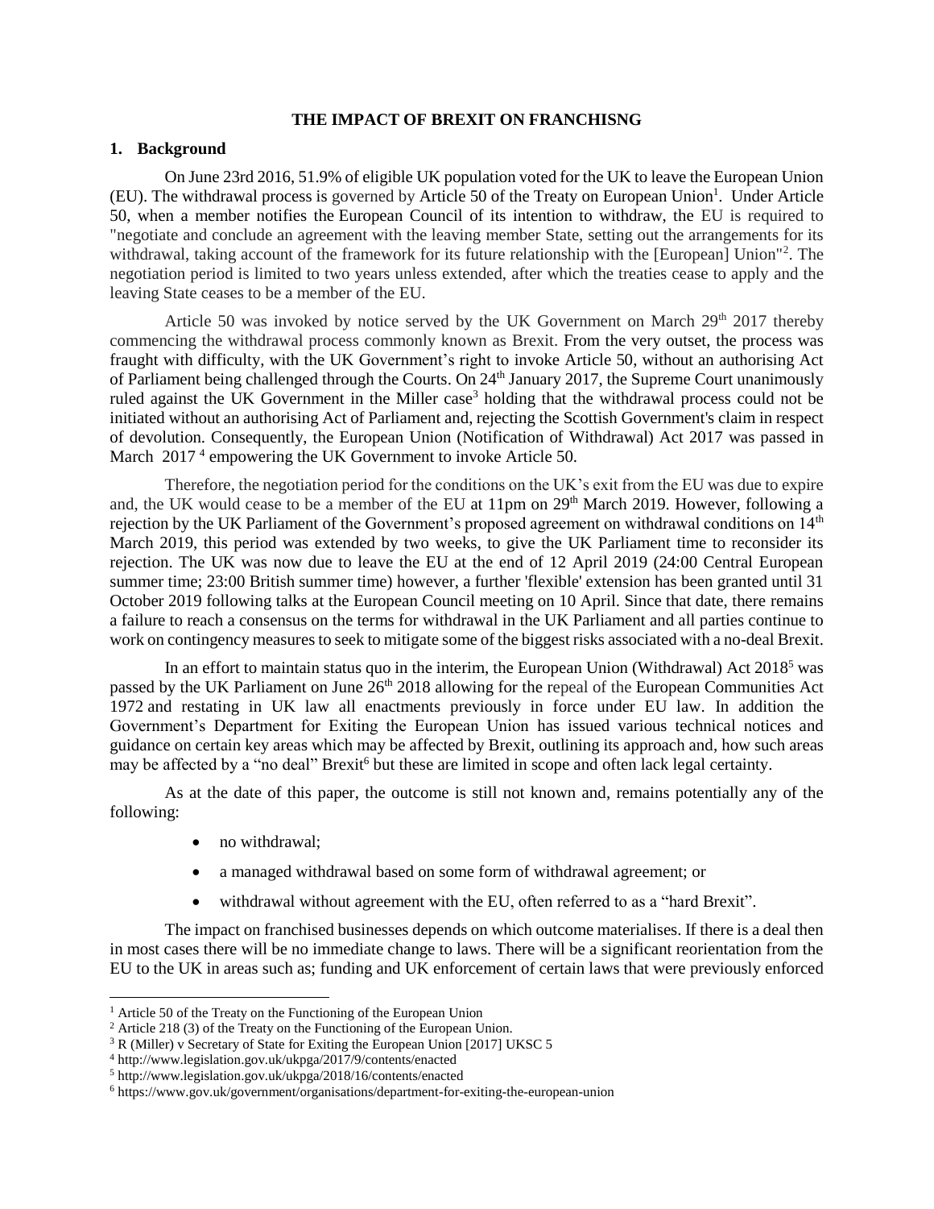**THE IMPACT OF BREXIT ON FRANCHISNG**

## 1. Background

On June 23rd 2016, 51.9% of eligible UK population voted for the UK to leave the European Union (EU). The withdrawal process is governed by Article 50 of the Treaty on European Union[1]. Under Article 50, when a member notifies the European Council of its intention to withdraw, the EU is required to "negotiate and conclude an agreement with the leaving member State, setting out the arrangements for its withdrawal, taking account of the framework for its future relationship with the [European] Union"[2]. The negotiation period is limited to two years unless extended, after which the treaties cease to apply and the leaving State ceases to be a member of the EU.

Article 50 was invoked by notice served by the UK Government on March 29th 2017 thereby commencing the withdrawal process commonly known as Brexit. From the very outset, the process was fraught with difficulty, with the UK Government's right to invoke Article 50, without an authorising Act of Parliament being challenged through the Courts. On 24th January 2017, the Supreme Court unanimously ruled against the UK Government in the Miller case[3] holding that the withdrawal process could not be initiated without an authorising Act of Parliament and, rejecting the Scottish Government's claim in respect of devolution. Consequently, the European Union (Notification of Withdrawal) Act 2017 was passed in March 2017 [4] empowering the UK Government to invoke Article 50.

Therefore, the negotiation period for the conditions on the UK's exit from the EU was due to expire and, the UK would cease to be a member of the EU at 11pm on 29th March 2019. However, following a rejection by the UK Parliament of the Government's proposed agreement on withdrawal conditions on 14th March 2019, this period was extended by two weeks, to give the UK Parliament time to reconsider its rejection. The UK was now due to leave the EU at the end of 12 April 2019 (24:00 Central European summer time; 23:00 British summer time) however, a further 'flexible' extension has been granted until 31 October 2019 following talks at the European Council meeting on 10 April. Since that date, there remains a failure to reach a consensus on the terms for withdrawal in the UK Parliament and all parties continue to work on contingency measures to seek to mitigate some of the biggest risks associated with a no-deal Brexit.

In an effort to maintain status quo in the interim, the European Union (Withdrawal) Act 2018[5] was passed by the UK Parliament on June 26th 2018 allowing for the repeal of the European Communities Act 1972 and restating in UK law all enactments previously in force under EU law. In addition the Government's Department for Exiting the European Union has issued various technical notices and guidance on certain key areas which may be affected by Brexit, outlining its approach and, how such areas may be affected by a "no deal" Brexit[6] but these are limited in scope and often lack legal certainty.

As at the date of this paper, the outcome is still not known and, remains potentially any of the following:

- no withdrawal;
- a managed withdrawal based on some form of withdrawal agreement; or
- withdrawal without agreement with the EU, often referred to as a "hard Brexit".

The impact on franchised businesses depends on which outcome materialises. If there is a deal then in most cases there will be no immediate change to laws. There will be a significant reorientation from the EU to the UK in areas such as; funding and UK enforcement of certain laws that were previously enforced

---

[1] Article 50 of the Treaty on the Functioning of the European Union

[2] Article 218 (3) of the Treaty on the Functioning of the European Union.

[3] R (Miller) v Secretary of State for Exiting the European Union [2017] UKSC 5

[4] http://www.legislation.gov.uk/ukpga/2017/9/contents/enacted

[5] http://www.legislation.gov.uk/ukpga/2018/16/contents/enacted

[6] https://www.gov.uk/government/organisations/department-for-exiting-the-european-union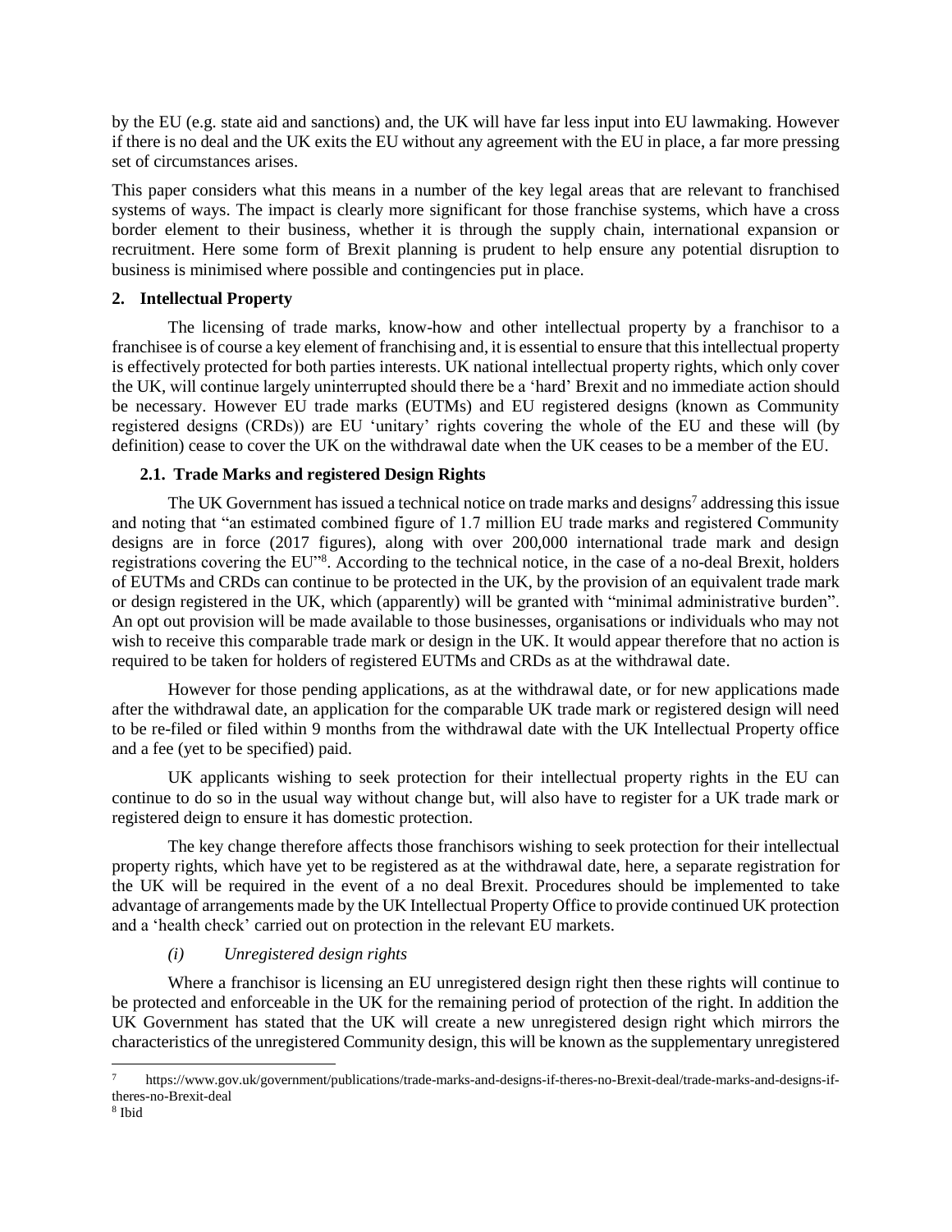by the EU (e.g. state aid and sanctions) and, the UK will have far less input into EU lawmaking. However if there is no deal and the UK exits the EU without any agreement with the EU in place, a far more pressing set of circumstances arises.

This paper considers what this means in a number of the key legal areas that are relevant to franchised systems of ways. The impact is clearly more significant for those franchise systems, which have a cross border element to their business, whether it is through the supply chain, international expansion or recruitment. Here some form of Brexit planning is prudent to help ensure any potential disruption to business is minimised where possible and contingencies put in place.

## 2. Intellectual Property

The licensing of trade marks, know-how and other intellectual property by a franchisor to a franchisee is of course a key element of franchising and, it is essential to ensure that this intellectual property is effectively protected for both parties interests. UK national intellectual property rights, which only cover the UK, will continue largely uninterrupted should there be a 'hard' Brexit and no immediate action should be necessary. However EU trade marks (EUTMs) and EU registered designs (known as Community registered designs (CRDs)) are EU 'unitary' rights covering the whole of the EU and these will (by definition) cease to cover the UK on the withdrawal date when the UK ceases to be a member of the EU.

### 2.1. Trade Marks and registered Design Rights

The UK Government has issued a technical notice on trade marks and designs[7] addressing this issue and noting that "an estimated combined figure of 1.7 million EU trade marks and registered Community designs are in force (2017 figures), along with over 200,000 international trade mark and design registrations covering the EU"[8]. According to the technical notice, in the case of a no-deal Brexit, holders of EUTMs and CRDs can continue to be protected in the UK, by the provision of an equivalent trade mark or design registered in the UK, which (apparently) will be granted with "minimal administrative burden". An opt out provision will be made available to those businesses, organisations or individuals who may not wish to receive this comparable trade mark or design in the UK. It would appear therefore that no action is required to be taken for holders of registered EUTMs and CRDs as at the withdrawal date.

However for those pending applications, as at the withdrawal date, or for new applications made after the withdrawal date, an application for the comparable UK trade mark or registered design will need to be re-filed or filed within 9 months from the withdrawal date with the UK Intellectual Property office and a fee (yet to be specified) paid.

UK applicants wishing to seek protection for their intellectual property rights in the EU can continue to do so in the usual way without change but, will also have to register for a UK trade mark or registered deign to ensure it has domestic protection.

The key change therefore affects those franchisors wishing to seek protection for their intellectual property rights, which have yet to be registered as at the withdrawal date, here, a separate registration for the UK will be required in the event of a no deal Brexit. Procedures should be implemented to take advantage of arrangements made by the UK Intellectual Property Office to provide continued UK protection and a 'health check' carried out on protection in the relevant EU markets.

*(i) Unregistered design rights*

Where a franchisor is licensing an EU unregistered design right then these rights will continue to be protected and enforceable in the UK for the remaining period of protection of the right. In addition the UK Government has stated that the UK will create a new unregistered design right which mirrors the characteristics of the unregistered Community design, this will be known as the supplementary unregistered

---

[7] https://www.gov.uk/government/publications/trade-marks-and-designs-if-theres-no-Brexit-deal/trade-marks-and-designs-if-theres-no-Brexit-deal

[8] Ibid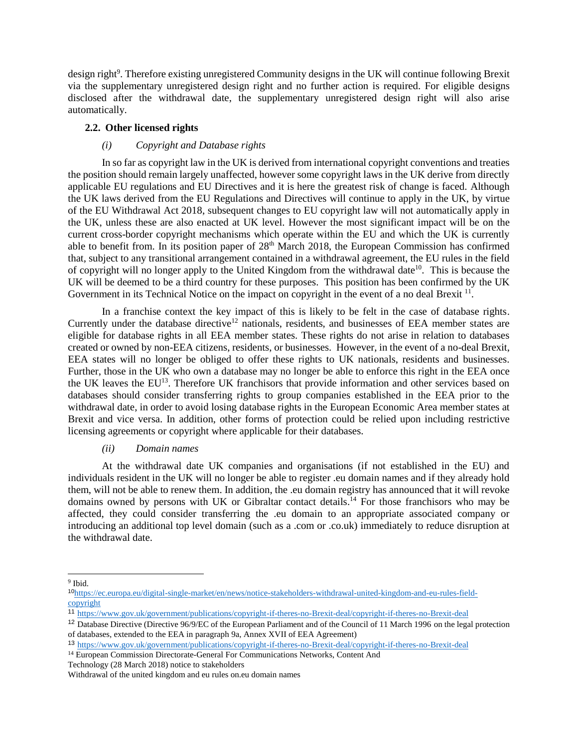design right[9]. Therefore existing unregistered Community designs in the UK will continue following Brexit via the supplementary unregistered design right and no further action is required. For eligible designs disclosed after the withdrawal date, the supplementary unregistered design right will also arise automatically.

### 2.2. Other licensed rights

#### *(i) Copyright and Database rights*

In so far as copyright law in the UK is derived from international copyright conventions and treaties the position should remain largely unaffected, however some copyright laws in the UK derive from directly applicable EU regulations and EU Directives and it is here the greatest risk of change is faced. Although the UK laws derived from the EU Regulations and Directives will continue to apply in the UK, by virtue of the EU Withdrawal Act 2018, subsequent changes to EU copyright law will not automatically apply in the UK, unless these are also enacted at UK level. However the most significant impact will be on the current cross-border copyright mechanisms which operate within the EU and which the UK is currently able to benefit from. In its position paper of 28th March 2018, the European Commission has confirmed that, subject to any transitional arrangement contained in a withdrawal agreement, the EU rules in the field of copyright will no longer apply to the United Kingdom from the withdrawal date[10]. This is because the UK will be deemed to be a third country for these purposes. This position has been confirmed by the UK Government in its Technical Notice on the impact on copyright in the event of a no deal Brexit [11].

In a franchise context the key impact of this is likely to be felt in the case of database rights. Currently under the database directive[12] nationals, residents, and businesses of EEA member states are eligible for database rights in all EEA member states. These rights do not arise in relation to databases created or owned by non-EEA citizens, residents, or businesses. However, in the event of a no-deal Brexit, EEA states will no longer be obliged to offer these rights to UK nationals, residents and businesses. Further, those in the UK who own a database may no longer be able to enforce this right in the EEA once the UK leaves the EU[13]. Therefore UK franchisors that provide information and other services based on databases should consider transferring rights to group companies established in the EEA prior to the withdrawal date, in order to avoid losing database rights in the European Economic Area member states at Brexit and vice versa. In addition, other forms of protection could be relied upon including restrictive licensing agreements or copyright where applicable for their databases.

#### *(ii) Domain names*

At the withdrawal date UK companies and organisations (if not established in the EU) and individuals resident in the UK will no longer be able to register .eu domain names and if they already hold them, will not be able to renew them. In addition, the .eu domain registry has announced that it will revoke domains owned by persons with UK or Gibraltar contact details.[14] For those franchisors who may be affected, they could consider transferring the .eu domain to an appropriate associated company or introducing an additional top level domain (such as a .com or .co.uk) immediately to reduce disruption at the withdrawal date.

---

[9] Ibid.

[10] https://ec.europa.eu/digital-single-market/en/news/notice-stakeholders-withdrawal-united-kingdom-and-eu-rules-field-copyright

[11] https://www.gov.uk/government/publications/copyright-if-theres-no-Brexit-deal/copyright-if-theres-no-Brexit-deal

[12] Database Directive (Directive 96/9/EC of the European Parliament and of the Council of 11 March 1996 on the legal protection of databases, extended to the EEA in paragraph 9a, Annex XVII of EEA Agreement)

[13] https://www.gov.uk/government/publications/copyright-if-theres-no-Brexit-deal/copyright-if-theres-no-Brexit-deal

[14] European Commission Directorate-General For Communications Networks, Content And Technology (28 March 2018) notice to stakeholders Withdrawal of the united kingdom and eu rules on.eu domain names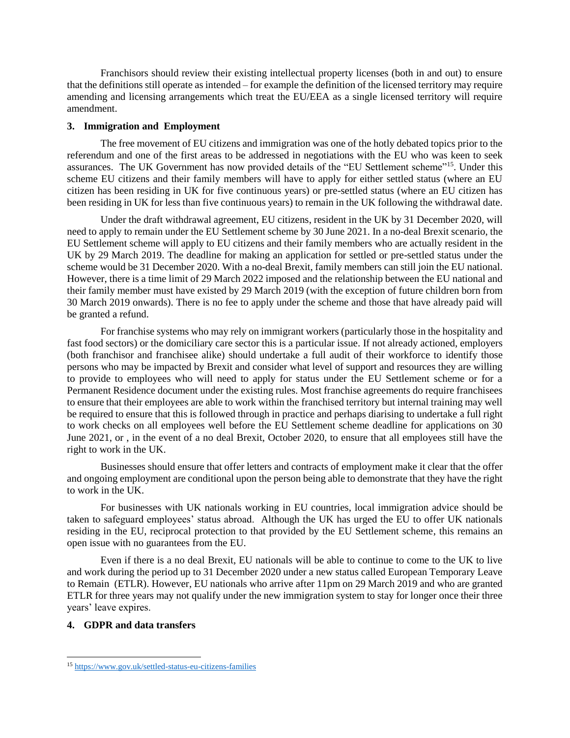Franchisors should review their existing intellectual property licenses (both in and out) to ensure that the definitions still operate as intended – for example the definition of the licensed territory may require amending and licensing arrangements which treat the EU/EEA as a single licensed territory will require amendment.

### 3. Immigration and Employment

The free movement of EU citizens and immigration was one of the hotly debated topics prior to the referendum and one of the first areas to be addressed in negotiations with the EU who was keen to seek assurances. The UK Government has now provided details of the "EU Settlement scheme"[15]. Under this scheme EU citizens and their family members will have to apply for either settled status (where an EU citizen has been residing in UK for five continuous years) or pre-settled status (where an EU citizen has been residing in UK for less than five continuous years) to remain in the UK following the withdrawal date.

Under the draft withdrawal agreement, EU citizens, resident in the UK by 31 December 2020, will need to apply to remain under the EU Settlement scheme by 30 June 2021. In a no-deal Brexit scenario, the EU Settlement scheme will apply to EU citizens and their family members who are actually resident in the UK by 29 March 2019. The deadline for making an application for settled or pre-settled status under the scheme would be 31 December 2020. With a no-deal Brexit, family members can still join the EU national. However, there is a time limit of 29 March 2022 imposed and the relationship between the EU national and their family member must have existed by 29 March 2019 (with the exception of future children born from 30 March 2019 onwards). There is no fee to apply under the scheme and those that have already paid will be granted a refund.

For franchise systems who may rely on immigrant workers (particularly those in the hospitality and fast food sectors) or the domiciliary care sector this is a particular issue. If not already actioned, employers (both franchisor and franchisee alike) should undertake a full audit of their workforce to identify those persons who may be impacted by Brexit and consider what level of support and resources they are willing to provide to employees who will need to apply for status under the EU Settlement scheme or for a Permanent Residence document under the existing rules. Most franchise agreements do require franchisees to ensure that their employees are able to work within the franchised territory but internal training may well be required to ensure that this is followed through in practice and perhaps diarising to undertake a full right to work checks on all employees well before the EU Settlement scheme deadline for applications on 30 June 2021, or , in the event of a no deal Brexit, October 2020, to ensure that all employees still have the right to work in the UK.

Businesses should ensure that offer letters and contracts of employment make it clear that the offer and ongoing employment are conditional upon the person being able to demonstrate that they have the right to work in the UK.

For businesses with UK nationals working in EU countries, local immigration advice should be taken to safeguard employees' status abroad. Although the UK has urged the EU to offer UK nationals residing in the EU, reciprocal protection to that provided by the EU Settlement scheme, this remains an open issue with no guarantees from the EU.

Even if there is a no deal Brexit, EU nationals will be able to continue to come to the UK to live and work during the period up to 31 December 2020 under a new status called European Temporary Leave to Remain (ETLR). However, EU nationals who arrive after 11pm on 29 March 2019 and who are granted ETLR for three years may not qualify under the new immigration system to stay for longer once their three years' leave expires.

### 4. GDPR and data transfers

[15] https://www.gov.uk/settled-status-eu-citizens-families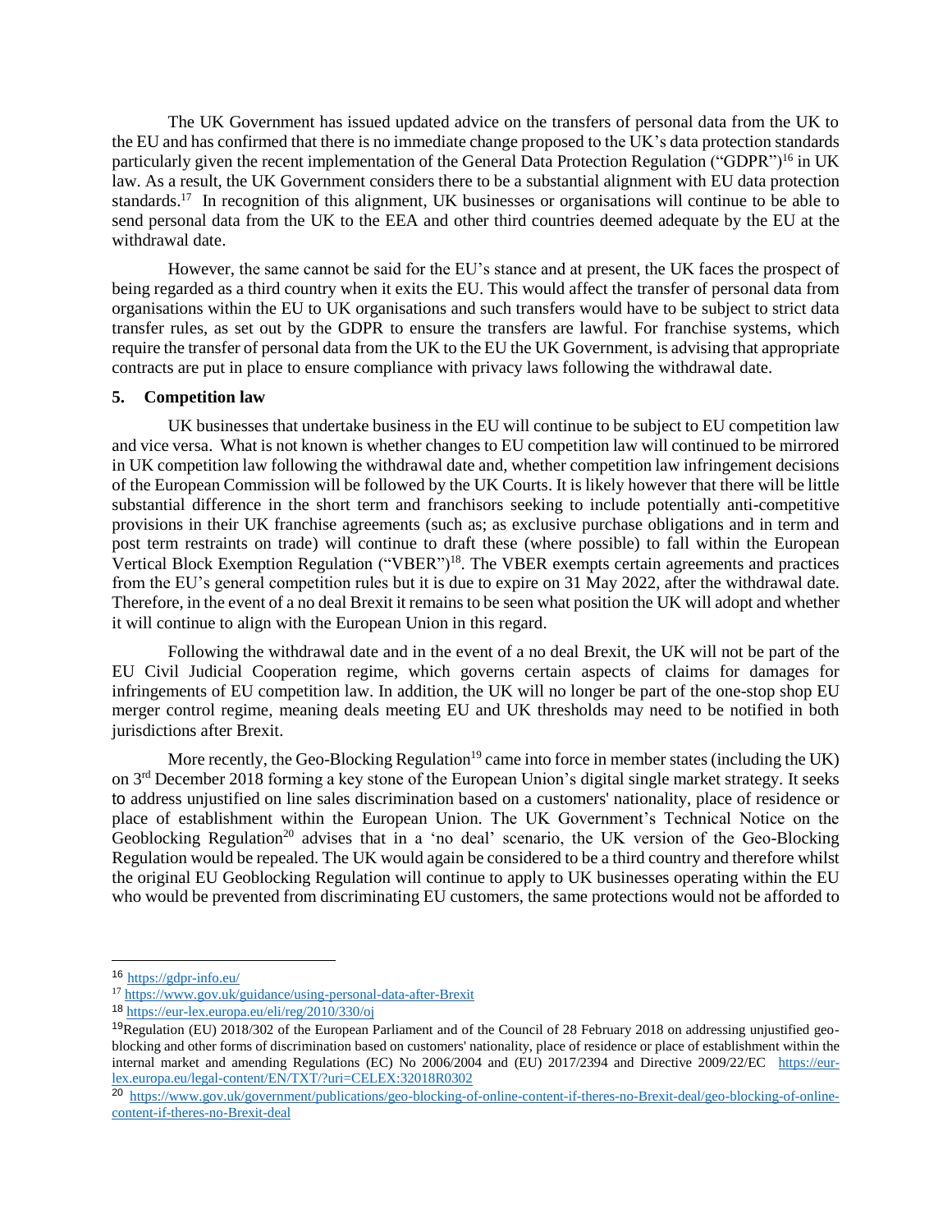The UK Government has issued updated advice on the transfers of personal data from the UK to the EU and has confirmed that there is no immediate change proposed to the UK's data protection standards particularly given the recent implementation of the General Data Protection Regulation ("GDPR")[16] in UK law. As a result, the UK Government considers there to be a substantial alignment with EU data protection standards.[17] In recognition of this alignment, UK businesses or organisations will continue to be able to send personal data from the UK to the EEA and other third countries deemed adequate by the EU at the withdrawal date.

However, the same cannot be said for the EU's stance and at present, the UK faces the prospect of being regarded as a third country when it exits the EU. This would affect the transfer of personal data from organisations within the EU to UK organisations and such transfers would have to be subject to strict data transfer rules, as set out by the GDPR to ensure the transfers are lawful. For franchise systems, which require the transfer of personal data from the UK to the EU the UK Government, is advising that appropriate contracts are put in place to ensure compliance with privacy laws following the withdrawal date.

## 5. Competition law

UK businesses that undertake business in the EU will continue to be subject to EU competition law and vice versa. What is not known is whether changes to EU competition law will continued to be mirrored in UK competition law following the withdrawal date and, whether competition law infringement decisions of the European Commission will be followed by the UK Courts. It is likely however that there will be little substantial difference in the short term and franchisors seeking to include potentially anti-competitive provisions in their UK franchise agreements (such as; as exclusive purchase obligations and in term and post term restraints on trade) will continue to draft these (where possible) to fall within the European Vertical Block Exemption Regulation ("VBER")[18]. The VBER exempts certain agreements and practices from the EU's general competition rules but it is due to expire on 31 May 2022, after the withdrawal date. Therefore, in the event of a no deal Brexit it remains to be seen what position the UK will adopt and whether it will continue to align with the European Union in this regard.

Following the withdrawal date and in the event of a no deal Brexit, the UK will not be part of the EU Civil Judicial Cooperation regime, which governs certain aspects of claims for damages for infringements of EU competition law. In addition, the UK will no longer be part of the one-stop shop EU merger control regime, meaning deals meeting EU and UK thresholds may need to be notified in both jurisdictions after Brexit.

More recently, the Geo-Blocking Regulation[19] came into force in member states (including the UK) on 3rd December 2018 forming a key stone of the European Union's digital single market strategy. It seeks to address unjustified on line sales discrimination based on a customers' nationality, place of residence or place of establishment within the European Union. The UK Government's Technical Notice on the Geoblocking Regulation[20] advises that in a 'no deal' scenario, the UK version of the Geo-Blocking Regulation would be repealed. The UK would again be considered to be a third country and therefore whilst the original EU Geoblocking Regulation will continue to apply to UK businesses operating within the EU who would be prevented from discriminating EU customers, the same protections would not be afforded to

---

[16] https://gdpr-info.eu/

[17] https://www.gov.uk/guidance/using-personal-data-after-Brexit

[18] https://eur-lex.europa.eu/eli/reg/2010/330/oj

[19] Regulation (EU) 2018/302 of the European Parliament and of the Council of 28 February 2018 on addressing unjustified geo-blocking and other forms of discrimination based on customers' nationality, place of residence or place of establishment within the internal market and amending Regulations (EC) No 2006/2004 and (EU) 2017/2394 and Directive 2009/22/EC https://eur-lex.europa.eu/legal-content/EN/TXT/?uri=CELEX:32018R0302

[20] https://www.gov.uk/government/publications/geo-blocking-of-online-content-if-theres-no-Brexit-deal/geo-blocking-of-online-content-if-theres-no-Brexit-deal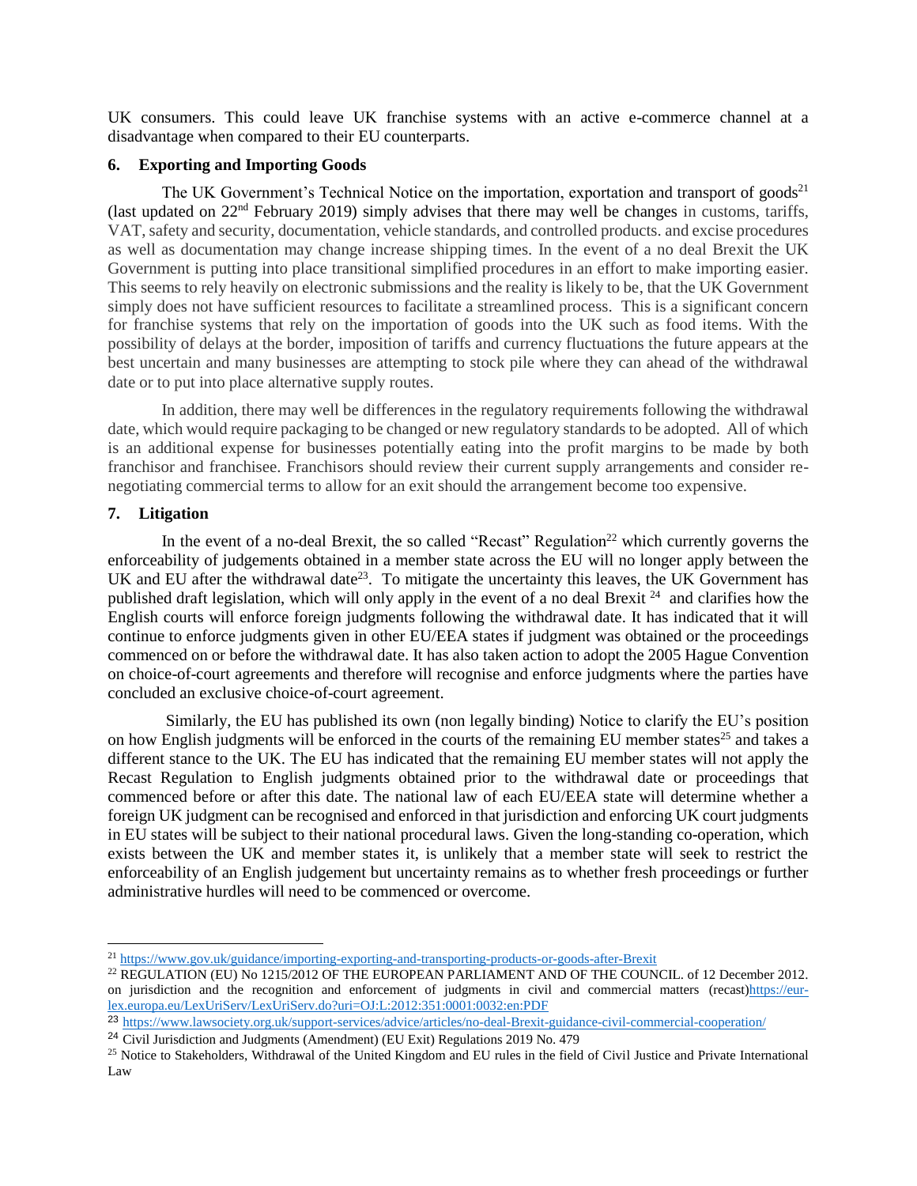UK consumers. This could leave UK franchise systems with an active e-commerce channel at a disadvantage when compared to their EU counterparts.

## 6. Exporting and Importing Goods

The UK Government's Technical Notice on the importation, exportation and transport of goods[21] (last updated on 22nd February 2019) simply advises that there may well be changes in customs, tariffs, VAT, safety and security, documentation, vehicle standards, and controlled products. and excise procedures as well as documentation may change increase shipping times. In the event of a no deal Brexit the UK Government is putting into place transitional simplified procedures in an effort to make importing easier. This seems to rely heavily on electronic submissions and the reality is likely to be, that the UK Government simply does not have sufficient resources to facilitate a streamlined process. This is a significant concern for franchise systems that rely on the importation of goods into the UK such as food items. With the possibility of delays at the border, imposition of tariffs and currency fluctuations the future appears at the best uncertain and many businesses are attempting to stock pile where they can ahead of the withdrawal date or to put into place alternative supply routes.

In addition, there may well be differences in the regulatory requirements following the withdrawal date, which would require packaging to be changed or new regulatory standards to be adopted. All of which is an additional expense for businesses potentially eating into the profit margins to be made by both franchisor and franchisee. Franchisors should review their current supply arrangements and consider re-negotiating commercial terms to allow for an exit should the arrangement become too expensive.

## 7. Litigation

In the event of a no-deal Brexit, the so called "Recast" Regulation[22] which currently governs the enforceability of judgements obtained in a member state across the EU will no longer apply between the UK and EU after the withdrawal date[23]. To mitigate the uncertainty this leaves, the UK Government has published draft legislation, which will only apply in the event of a no deal Brexit [24] and clarifies how the English courts will enforce foreign judgments following the withdrawal date. It has indicated that it will continue to enforce judgments given in other EU/EEA states if judgment was obtained or the proceedings commenced on or before the withdrawal date. It has also taken action to adopt the 2005 Hague Convention on choice-of-court agreements and therefore will recognise and enforce judgments where the parties have concluded an exclusive choice-of-court agreement.

Similarly, the EU has published its own (non legally binding) Notice to clarify the EU's position on how English judgments will be enforced in the courts of the remaining EU member states[25] and takes a different stance to the UK. The EU has indicated that the remaining EU member states will not apply the Recast Regulation to English judgments obtained prior to the withdrawal date or proceedings that commenced before or after this date. The national law of each EU/EEA state will determine whether a foreign UK judgment can be recognised and enforced in that jurisdiction and enforcing UK court judgments in EU states will be subject to their national procedural laws. Given the long-standing co-operation, which exists between the UK and member states it, is unlikely that a member state will seek to restrict the enforceability of an English judgement but uncertainty remains as to whether fresh proceedings or further administrative hurdles will need to be commenced or overcome.

---

[21] https://www.gov.uk/guidance/importing-exporting-and-transporting-products-or-goods-after-Brexit

[22] REGULATION (EU) No 1215/2012 OF THE EUROPEAN PARLIAMENT AND OF THE COUNCIL. of 12 December 2012. on jurisdiction and the recognition and enforcement of judgments in civil and commercial matters (recast)https://eur-lex.europa.eu/LexUriServ/LexUriServ.do?uri=OJ:L:2012:351:0001:0032:en:PDF

[23] https://www.lawsociety.org.uk/support-services/advice/articles/no-deal-Brexit-guidance-civil-commercial-cooperation/

[24] Civil Jurisdiction and Judgments (Amendment) (EU Exit) Regulations 2019 No. 479

[25] Notice to Stakeholders, Withdrawal of the United Kingdom and EU rules in the field of Civil Justice and Private International Law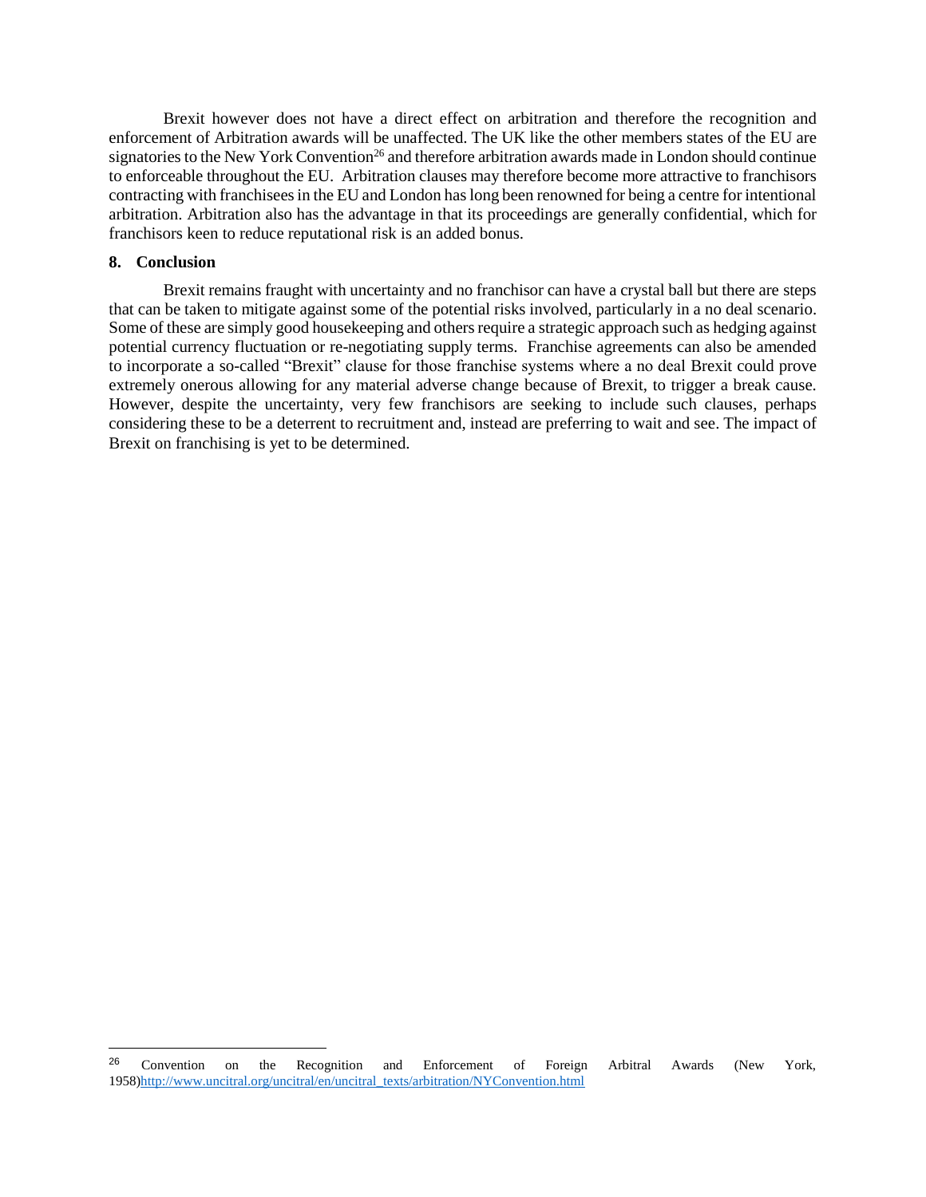Brexit however does not have a direct effect on arbitration and therefore the recognition and enforcement of Arbitration awards will be unaffected. The UK like the other members states of the EU are signatories to the New York Convention[26] and therefore arbitration awards made in London should continue to enforceable throughout the EU. Arbitration clauses may therefore become more attractive to franchisors contracting with franchisees in the EU and London has long been renowned for being a centre for intentional arbitration. Arbitration also has the advantage in that its proceedings are generally confidential, which for franchisors keen to reduce reputational risk is an added bonus.

## 8. Conclusion

Brexit remains fraught with uncertainty and no franchisor can have a crystal ball but there are steps that can be taken to mitigate against some of the potential risks involved, particularly in a no deal scenario. Some of these are simply good housekeeping and others require a strategic approach such as hedging against potential currency fluctuation or re-negotiating supply terms. Franchise agreements can also be amended to incorporate a so-called "Brexit" clause for those franchise systems where a no deal Brexit could prove extremely onerous allowing for any material adverse change because of Brexit, to trigger a break cause. However, despite the uncertainty, very few franchisors are seeking to include such clauses, perhaps considering these to be a deterrent to recruitment and, instead are preferring to wait and see. The impact of Brexit on franchising is yet to be determined.

---

[26] Convention on the Recognition and Enforcement of Foreign Arbitral Awards (New York, 1958)http://www.uncitral.org/uncitral/en/uncitral_texts/arbitration/NYConvention.html